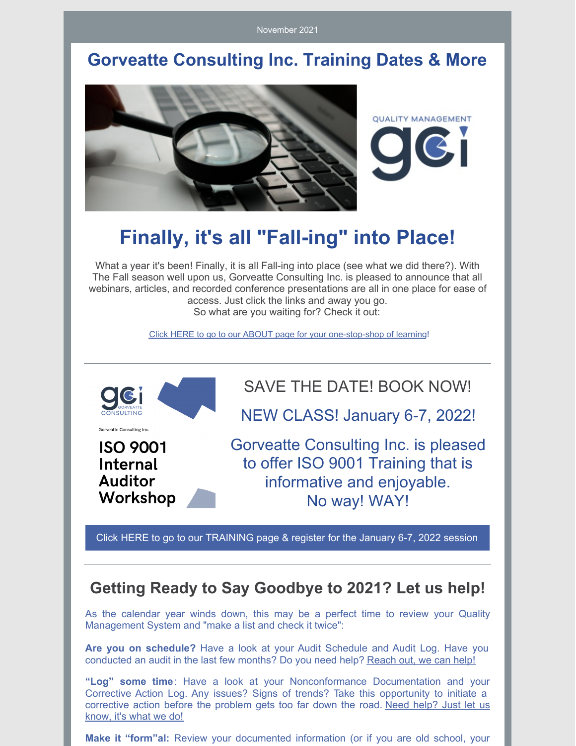November 2021

# Gorveatte Consulting Inc. Training Dates & More

QUALITY MANAGEMENT

# Finally, it's all "Fall-ing" into Place!

What a year it's been! Finally, it is all Fall-ing into place (see what we did there?). With The Fall season well upon us, Gorveatte Consulting Inc. is pleased to announce that all webinars, articles, and recorded conference presentations are all in one place for ease of access. Just click the links and away you go.
So what are you waiting for? Check it out:

Click HERE to go to our ABOUT page for your one-stop-shop of learning!

---

Gorveatte Consulting Inc.

**ISO 9001 Internal Auditor Workshop**

SAVE THE DATE! BOOK NOW!

NEW CLASS! January 6-7, 2022!

Gorveatte Consulting Inc. is pleased to offer ISO 9001 Training that is informative and enjoyable.
No way! WAY!

Click HERE to go to our TRAINING page & register for the January 6-7, 2022 session

---

## Getting Ready to Say Goodbye to 2021? Let us help!

As the calendar year winds down, this may be a perfect time to review your Quality Management System and "make a list and check it twice":

**Are you on schedule?** Have a look at your Audit Schedule and Audit Log. Have you conducted an audit in the last few months? Do you need help? Reach out, we can help!

**"Log" some time**: Have a look at your Nonconformance Documentation and your Corrective Action Log. Any issues? Signs of trends? Take this opportunity to initiate a corrective action before the problem gets too far down the road. Need help? Just let us know, it's what we do!

**Make it "form"al:** Review your documented information (or if you are old school, your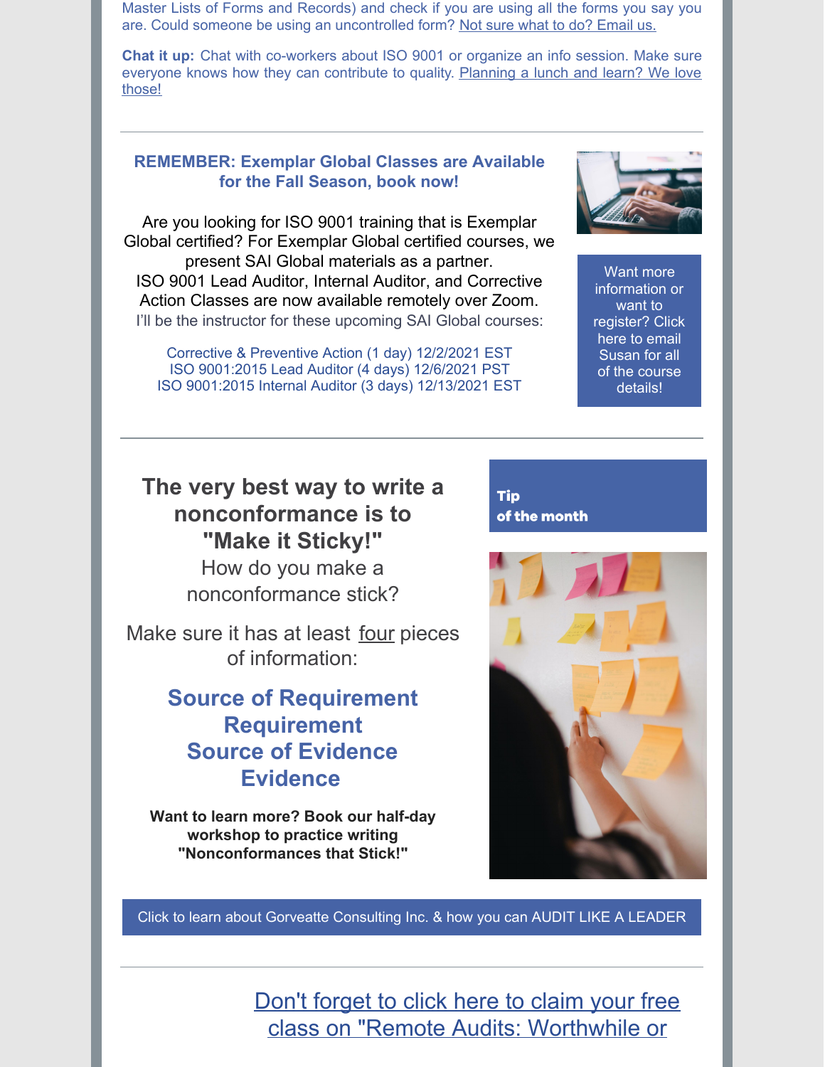Master Lists of Forms and Records) and check if you are using all the forms you say you are. Could someone be using an uncontrolled form? Not sure what to do? Email us.

**Chat it up:** Chat with co-workers about ISO 9001 or organize an info session. Make sure everyone knows how they can contribute to quality. Planning a lunch and learn? We love those!

---

**REMEMBER: Exemplar Global Classes are Available for the Fall Season, book now!**

Are you looking for ISO 9001 training that is Exemplar Global certified? For Exemplar Global certified courses, we present SAI Global materials as a partner.
ISO 9001 Lead Auditor, Internal Auditor, and Corrective Action Classes are now available remotely over Zoom.
I'll be the instructor for these upcoming SAI Global courses:

Corrective & Preventive Action (1 day) 12/2/2021 EST
ISO 9001:2015 Lead Auditor (4 days) 12/6/2021 PST
ISO 9001:2015 Internal Auditor (3 days) 12/13/2021 EST

Want more information or want to register? Click here to email Susan for all of the course details!

---

**Tip of the month**

**The very best way to write a nonconformance is to "Make it Sticky!"**
How do you make a nonconformance stick?

Make sure it has at least four pieces of information:

**Source of Requirement**
**Requirement**
**Source of Evidence**
**Evidence**

**Want to learn more? Book our half-day workshop to practice writing "Nonconformances that Stick!"**

Click to learn about Gorveatte Consulting Inc. & how you can AUDIT LIKE A LEADER

---

Don't forget to click here to claim your free class on "Remote Audits: Worthwhile or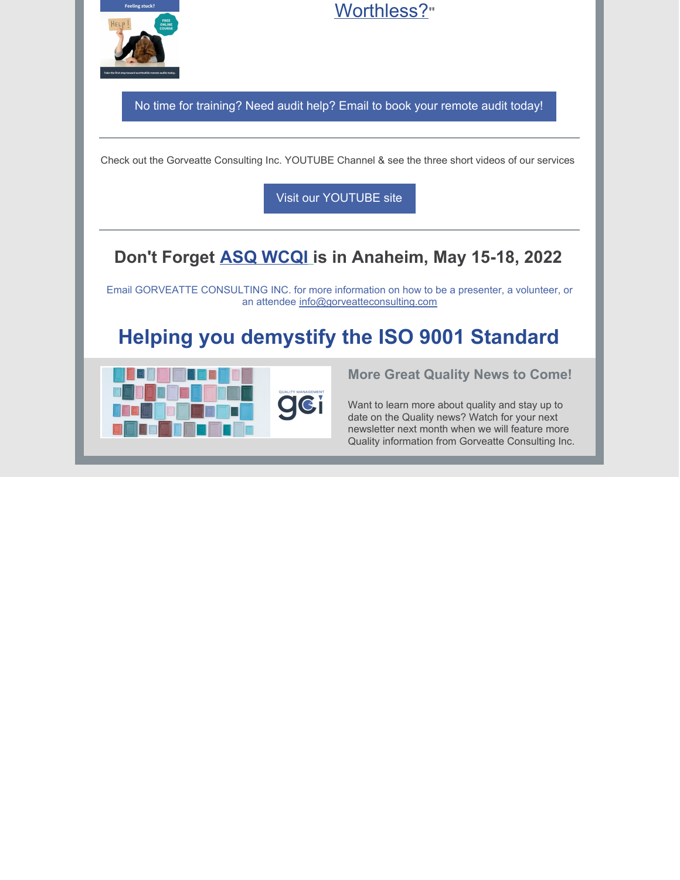Worthless?"

No time for training? Need audit help? Email to book your remote audit today!

---

Check out the Gorveatte Consulting Inc. YOUTUBE Channel & see the three short videos of our services

Visit our YOUTUBE site

---

## Don't Forget ASQ WCQI is in Anaheim, May 15-18, 2022

Email GORVEATTE CONSULTING INC. for more information on how to be a presenter, a volunteer, or an attendee info@gorveatteconsulting.com

## Helping you demystify the ISO 9001 Standard

### More Great Quality News to Come!

Want to learn more about quality and stay up to date on the Quality news? Watch for your next newsletter next month when we will feature more Quality information from Gorveatte Consulting Inc.